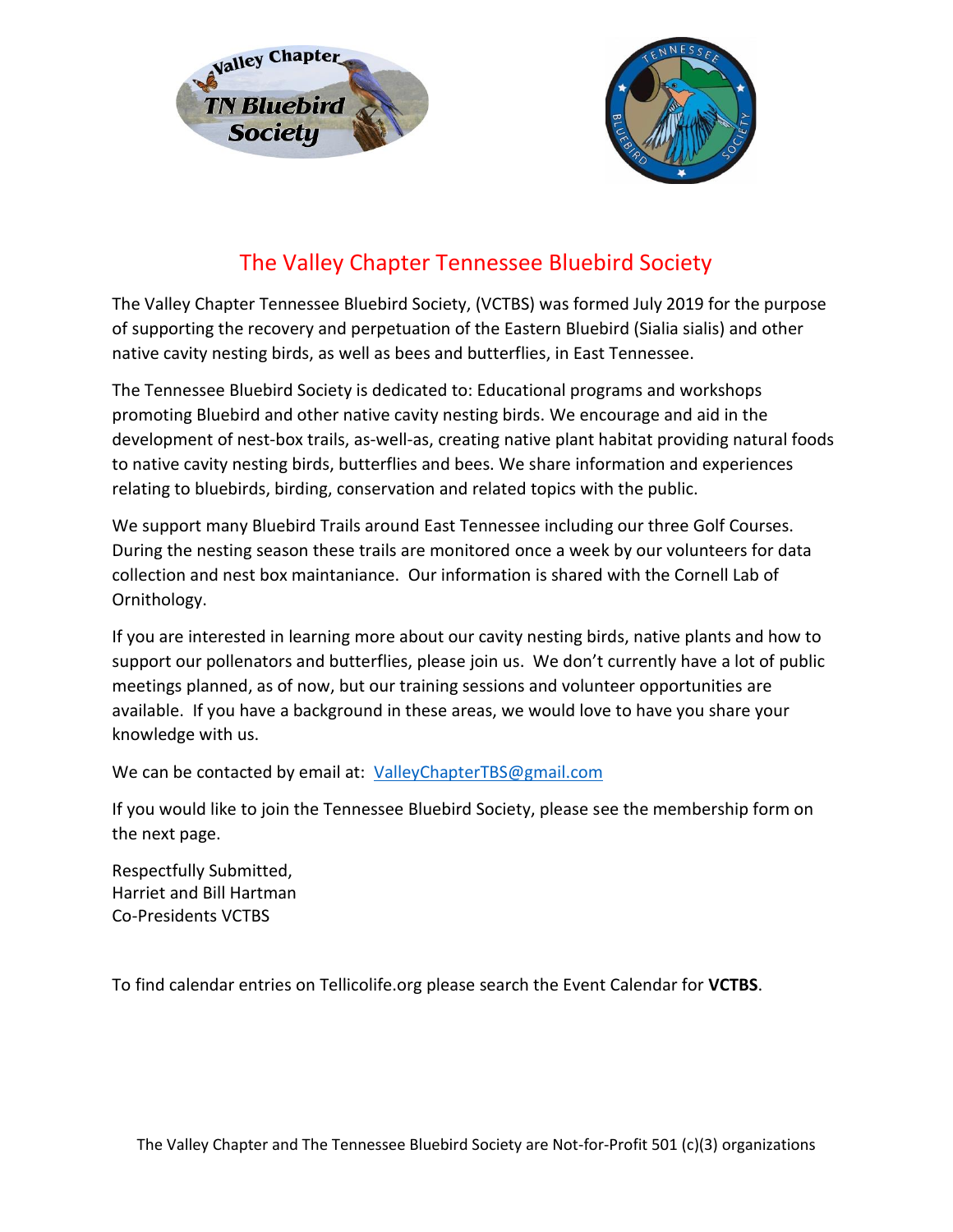# The Valley Chapter Tennessee Bluebird Society

The Valley Chapter Tennessee Bluebird Society, (VCTBS) was formed July 2019 for the purpose of supporting the recovery and perpetuation of the Eastern Bluebird (Sialia sialis) and other native cavity nesting birds, as well as bees and butterflies, in East Tennessee.

The Tennessee Bluebird Society is dedicated to: Educational programs and workshops promoting Bluebird and other native cavity nesting birds. We encourage and aid in the development of nest-box trails, as-well-as, creating native plant habitat providing natural foods to native cavity nesting birds, butterflies and bees. We share information and experiences relating to bluebirds, birding, conservation and related topics with the public.

We support many Bluebird Trails around East Tennessee including our three Golf Courses. During the nesting season these trails are monitored once a week by our volunteers for data collection and nest box maintainance. Our information is shared with the Cornell Lab of Ornithology.

If you are interested in learning more about our cavity nesting birds, native plants and how to support our pollenators and butterflies, please join us. We don't currently have a lot of public meetings planned, as of now, but our training sessions and volunteer opportunities are available. If you have a background in these areas, we would love to have you share your knowledge with us.

We can be contacted by email at: ValleyChapterTBS@gmail.com

If you would like to join the Tennessee Bluebird Society, please see the membership form on the next page.

Respectfully Submitted,
Harriet and Bill Hartman
Co-Presidents VCTBS

To find calendar entries on Tellicolife.org please search the Event Calendar for **VCTBS**.

The Valley Chapter and The Tennessee Bluebird Society are Not-for-Profit 501 (c)(3) organizations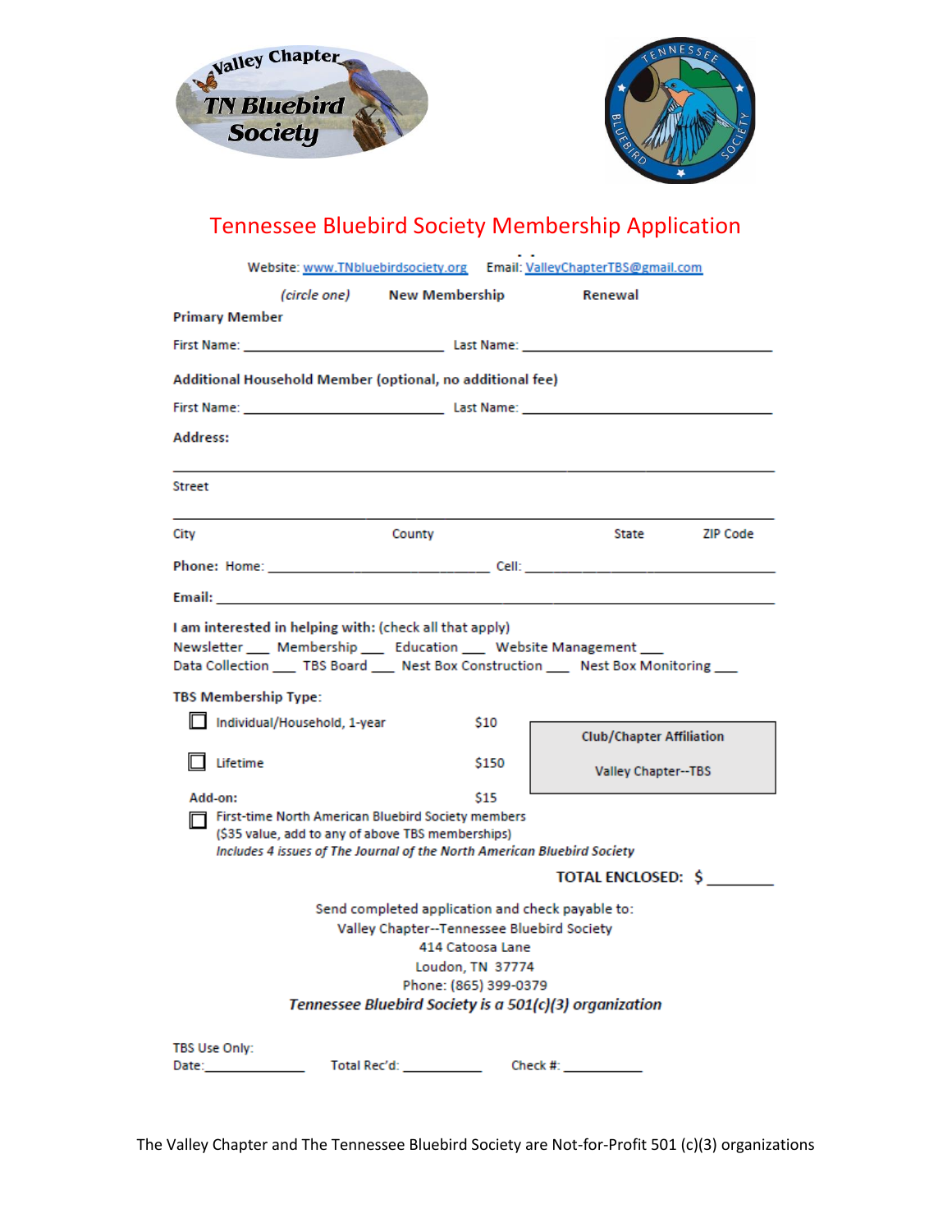# Tennessee Bluebird Society Membership Application

Website: www.TNbluebirdsociety.org Email: ValleyChapterTBS@gmail.com

*(circle one)* **New Membership** **Renewal**

**Primary Member**

First Name: ______________________ Last Name: ______________________

**Additional Household Member (optional, no additional fee)**

First Name: ______________________ Last Name: ______________________

**Address:**

________________________________________________

Street

________________________________________________

City County State ZIP Code

**Phone:** Home: ______________________ Cell: ______________________

**Email:** ________________________________________________

**I am interested in helping with:** (check all that apply)

Newsletter ___ Membership ___ Education ___ Website Management ___

Data Collection ___ TBS Board ___ Nest Box Construction ___ Nest Box Monitoring ___

**TBS Membership Type:**

☐ Individual/Household, 1-year $10

☐ Lifetime $150

**Club/Chapter Affiliation**

Valley Chapter--TBS

**Add-on:** $15

☐ First-time North American Bluebird Society members
($35 value, add to any of above TBS memberships)
*Includes 4 issues of The Journal of the North American Bluebird Society*

**TOTAL ENCLOSED: $** ________

Send completed application and check payable to:
Valley Chapter--Tennessee Bluebird Society
414 Catoosa Lane
Loudon, TN 37774
Phone: (865) 399-0379

***Tennessee Bluebird Society is a 501(c)(3) organization***

TBS Use Only:
Date:____________ Total Rec'd: __________ Check #: __________

The Valley Chapter and The Tennessee Bluebird Society are Not-for-Profit 501 (c)(3) organizations